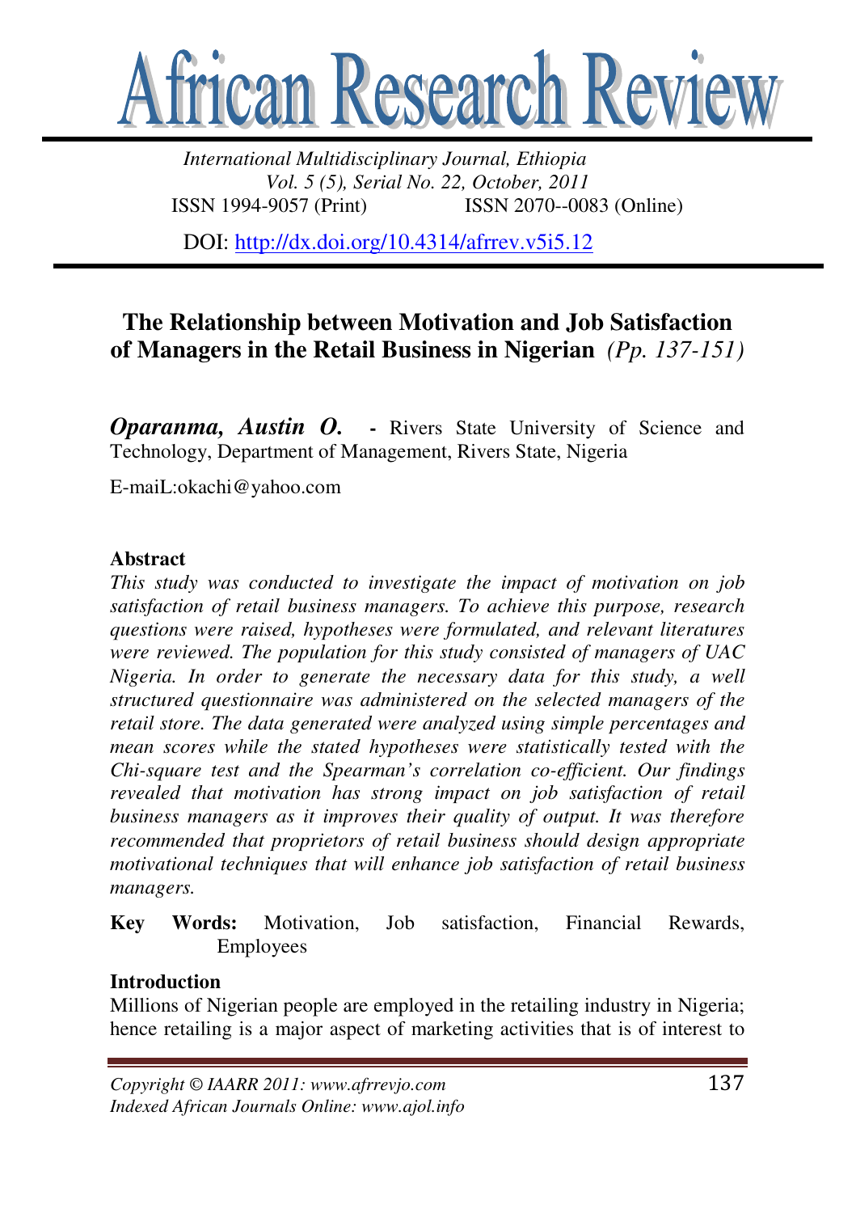# African Research Review

*International Multidisciplinary Journal, Ethiopia*
*Vol. 5 (5), Serial No. 22, October, 2011*
ISSN 1994-9057 (Print) ISSN 2070--0083 (Online)

DOI: http://dx.doi.org/10.4314/afrrev.v5i5.12

## The Relationship between Motivation and Job Satisfaction of Managers in the Retail Business in Nigerian *(Pp. 137-151)*

***Oparanma, Austin O.*** **-** Rivers State University of Science and Technology, Department of Management, Rivers State, Nigeria

E-maiL:okachi@yahoo.com

### Abstract

*This study was conducted to investigate the impact of motivation on job satisfaction of retail business managers. To achieve this purpose, research questions were raised, hypotheses were formulated, and relevant literatures were reviewed. The population for this study consisted of managers of UAC Nigeria. In order to generate the necessary data for this study, a well structured questionnaire was administered on the selected managers of the retail store. The data generated were analyzed using simple percentages and mean scores while the stated hypotheses were statistically tested with the Chi-square test and the Spearman's correlation co-efficient. Our findings revealed that motivation has strong impact on job satisfaction of retail business managers as it improves their quality of output. It was therefore recommended that proprietors of retail business should design appropriate motivational techniques that will enhance job satisfaction of retail business managers.*

**Key Words:** Motivation, Job satisfaction, Financial Rewards, Employees

### Introduction

Millions of Nigerian people are employed in the retailing industry in Nigeria; hence retailing is a major aspect of marketing activities that is of interest to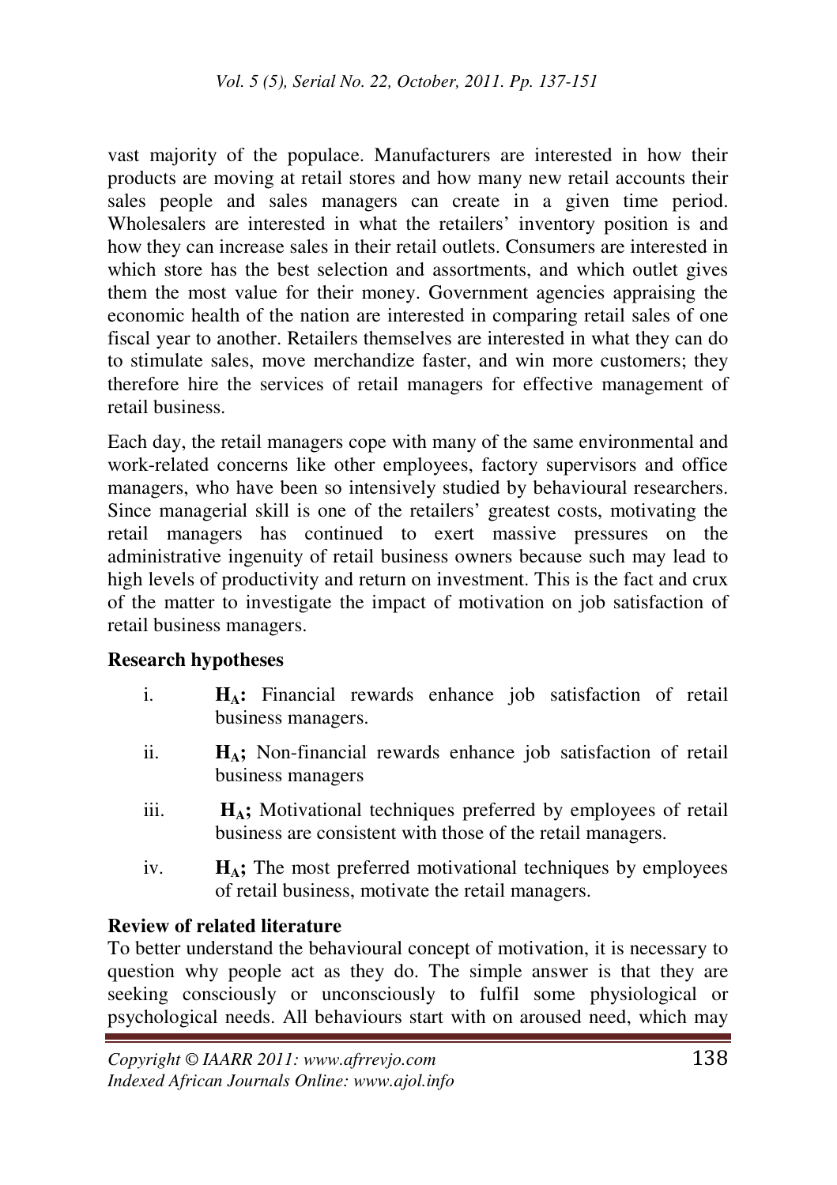vast majority of the populace. Manufacturers are interested in how their products are moving at retail stores and how many new retail accounts their sales people and sales managers can create in a given time period. Wholesalers are interested in what the retailers' inventory position is and how they can increase sales in their retail outlets. Consumers are interested in which store has the best selection and assortments, and which outlet gives them the most value for their money. Government agencies appraising the economic health of the nation are interested in comparing retail sales of one fiscal year to another. Retailers themselves are interested in what they can do to stimulate sales, move merchandize faster, and win more customers; they therefore hire the services of retail managers for effective management of retail business.

Each day, the retail managers cope with many of the same environmental and work-related concerns like other employees, factory supervisors and office managers, who have been so intensively studied by behavioural researchers. Since managerial skill is one of the retailers' greatest costs, motivating the retail managers has continued to exert massive pressures on the administrative ingenuity of retail business owners because such may lead to high levels of productivity and return on investment. This is the fact and crux of the matter to investigate the impact of motivation on job satisfaction of retail business managers.

### Research hypotheses

i. **$H_A$:** Financial rewards enhance job satisfaction of retail business managers.

ii. **$H_A$;** Non-financial rewards enhance job satisfaction of retail business managers

iii. **$H_A$;** Motivational techniques preferred by employees of retail business are consistent with those of the retail managers.

iv. **$H_A$;** The most preferred motivational techniques by employees of retail business, motivate the retail managers.

### Review of related literature

To better understand the behavioural concept of motivation, it is necessary to question why people act as they do. The simple answer is that they are seeking consciously or unconsciously to fulfil some physiological or psychological needs. All behaviours start with on aroused need, which may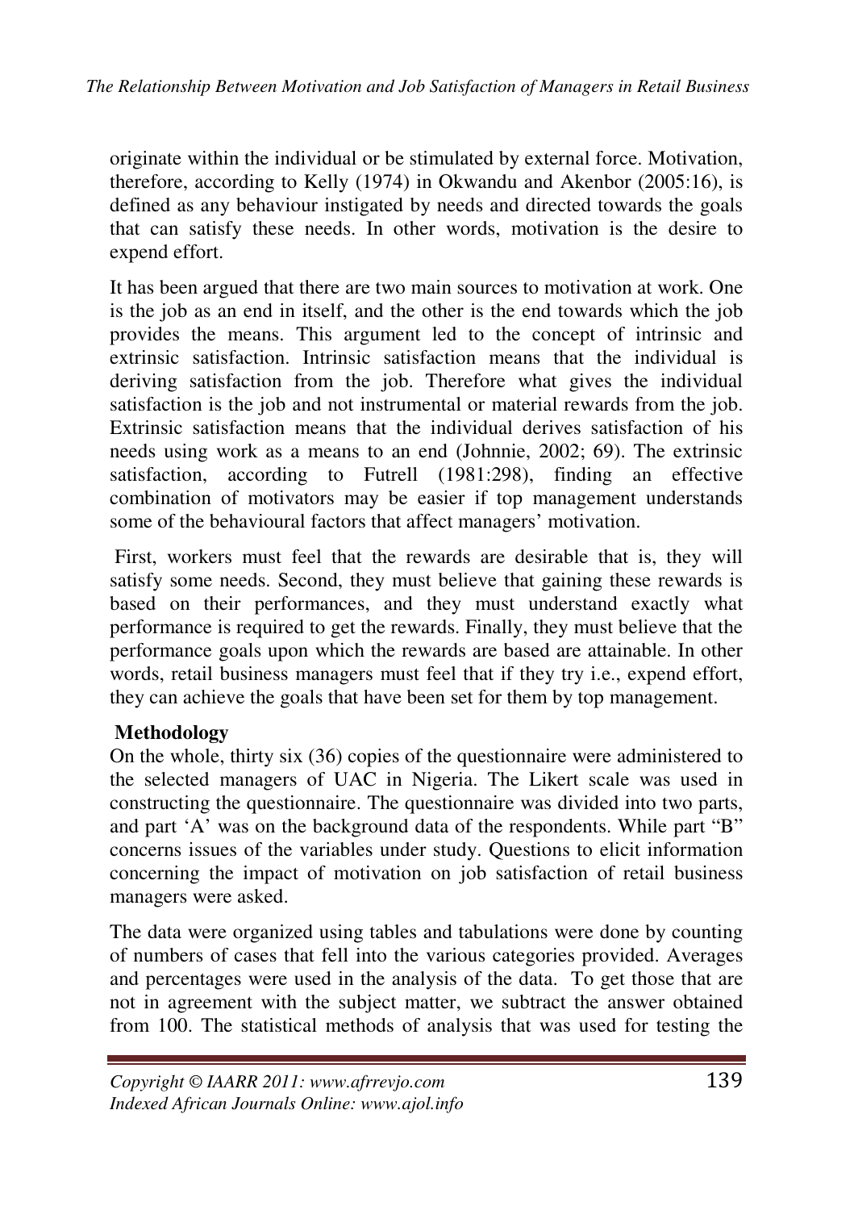originate within the individual or be stimulated by external force. Motivation, therefore, according to Kelly (1974) in Okwandu and Akenbor (2005:16), is defined as any behaviour instigated by needs and directed towards the goals that can satisfy these needs. In other words, motivation is the desire to expend effort.

It has been argued that there are two main sources to motivation at work. One is the job as an end in itself, and the other is the end towards which the job provides the means. This argument led to the concept of intrinsic and extrinsic satisfaction. Intrinsic satisfaction means that the individual is deriving satisfaction from the job. Therefore what gives the individual satisfaction is the job and not instrumental or material rewards from the job. Extrinsic satisfaction means that the individual derives satisfaction of his needs using work as a means to an end (Johnnie, 2002; 69). The extrinsic satisfaction, according to Futrell (1981:298), finding an effective combination of motivators may be easier if top management understands some of the behavioural factors that affect managers' motivation.

First, workers must feel that the rewards are desirable that is, they will satisfy some needs. Second, they must believe that gaining these rewards is based on their performances, and they must understand exactly what performance is required to get the rewards. Finally, they must believe that the performance goals upon which the rewards are based are attainable. In other words, retail business managers must feel that if they try i.e., expend effort, they can achieve the goals that have been set for them by top management.

**Methodology**

On the whole, thirty six (36) copies of the questionnaire were administered to the selected managers of UAC in Nigeria. The Likert scale was used in constructing the questionnaire. The questionnaire was divided into two parts, and part 'A' was on the background data of the respondents. While part "B" concerns issues of the variables under study. Questions to elicit information concerning the impact of motivation on job satisfaction of retail business managers were asked.

The data were organized using tables and tabulations were done by counting of numbers of cases that fell into the various categories provided. Averages and percentages were used in the analysis of the data. To get those that are not in agreement with the subject matter, we subtract the answer obtained from 100. The statistical methods of analysis that was used for testing the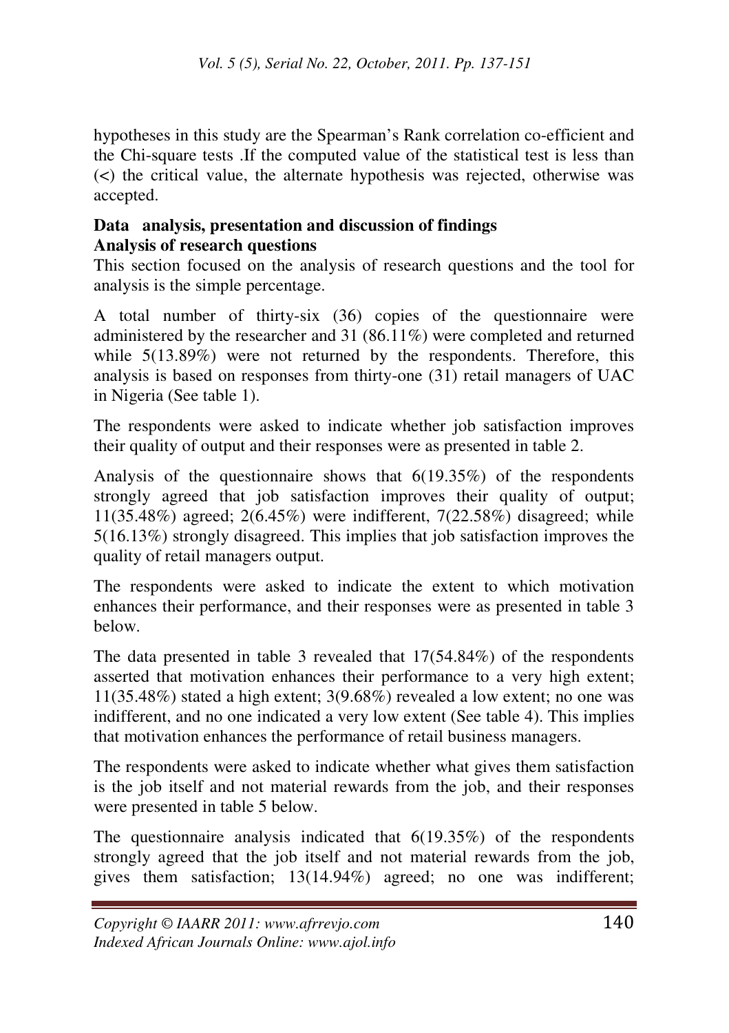hypotheses in this study are the Spearman's Rank correlation co-efficient and the Chi-square tests .If the computed value of the statistical test is less than (<) the critical value, the alternate hypothesis was rejected, otherwise was accepted.

## Data analysis, presentation and discussion of findings

### Analysis of research questions

This section focused on the analysis of research questions and the tool for analysis is the simple percentage.

A total number of thirty-six (36) copies of the questionnaire were administered by the researcher and 31 (86.11%) were completed and returned while 5(13.89%) were not returned by the respondents. Therefore, this analysis is based on responses from thirty-one (31) retail managers of UAC in Nigeria (See table 1).

The respondents were asked to indicate whether job satisfaction improves their quality of output and their responses were as presented in table 2.

Analysis of the questionnaire shows that 6(19.35%) of the respondents strongly agreed that job satisfaction improves their quality of output; 11(35.48%) agreed; 2(6.45%) were indifferent, 7(22.58%) disagreed; while 5(16.13%) strongly disagreed. This implies that job satisfaction improves the quality of retail managers output.

The respondents were asked to indicate the extent to which motivation enhances their performance, and their responses were as presented in table 3 below.

The data presented in table 3 revealed that 17(54.84%) of the respondents asserted that motivation enhances their performance to a very high extent; 11(35.48%) stated a high extent; 3(9.68%) revealed a low extent; no one was indifferent, and no one indicated a very low extent (See table 4). This implies that motivation enhances the performance of retail business managers.

The respondents were asked to indicate whether what gives them satisfaction is the job itself and not material rewards from the job, and their responses were presented in table 5 below.

The questionnaire analysis indicated that 6(19.35%) of the respondents strongly agreed that the job itself and not material rewards from the job, gives them satisfaction; 13(14.94%) agreed; no one was indifferent;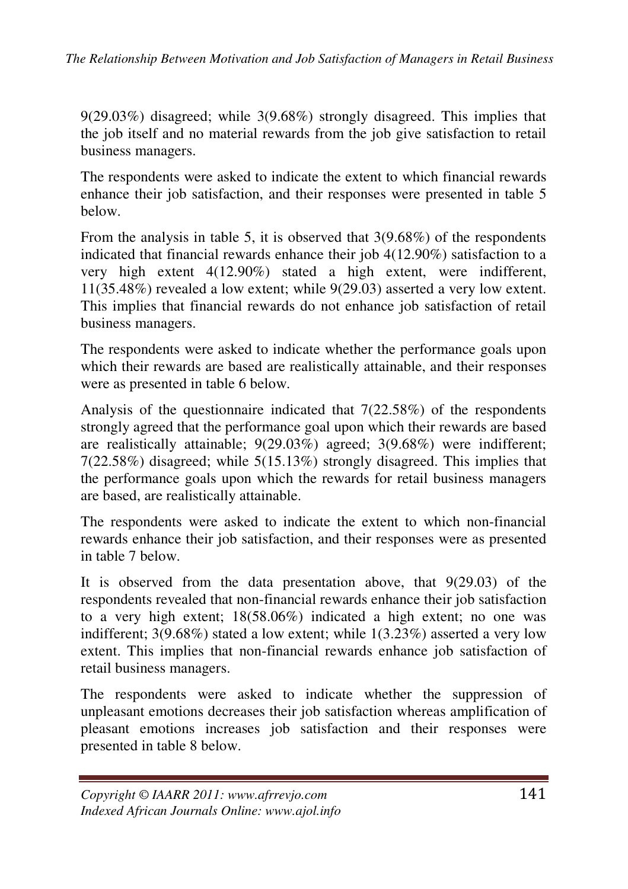9(29.03%) disagreed; while 3(9.68%) strongly disagreed. This implies that the job itself and no material rewards from the job give satisfaction to retail business managers.

The respondents were asked to indicate the extent to which financial rewards enhance their job satisfaction, and their responses were presented in table 5 below.

From the analysis in table 5, it is observed that 3(9.68%) of the respondents indicated that financial rewards enhance their job 4(12.90%) satisfaction to a very high extent 4(12.90%) stated a high extent, were indifferent, 11(35.48%) revealed a low extent; while 9(29.03) asserted a very low extent. This implies that financial rewards do not enhance job satisfaction of retail business managers.

The respondents were asked to indicate whether the performance goals upon which their rewards are based are realistically attainable, and their responses were as presented in table 6 below.

Analysis of the questionnaire indicated that 7(22.58%) of the respondents strongly agreed that the performance goal upon which their rewards are based are realistically attainable; 9(29.03%) agreed; 3(9.68%) were indifferent; 7(22.58%) disagreed; while 5(15.13%) strongly disagreed. This implies that the performance goals upon which the rewards for retail business managers are based, are realistically attainable.

The respondents were asked to indicate the extent to which non-financial rewards enhance their job satisfaction, and their responses were as presented in table 7 below.

It is observed from the data presentation above, that 9(29.03) of the respondents revealed that non-financial rewards enhance their job satisfaction to a very high extent; 18(58.06%) indicated a high extent; no one was indifferent; 3(9.68%) stated a low extent; while 1(3.23%) asserted a very low extent. This implies that non-financial rewards enhance job satisfaction of retail business managers.

The respondents were asked to indicate whether the suppression of unpleasant emotions decreases their job satisfaction whereas amplification of pleasant emotions increases job satisfaction and their responses were presented in table 8 below.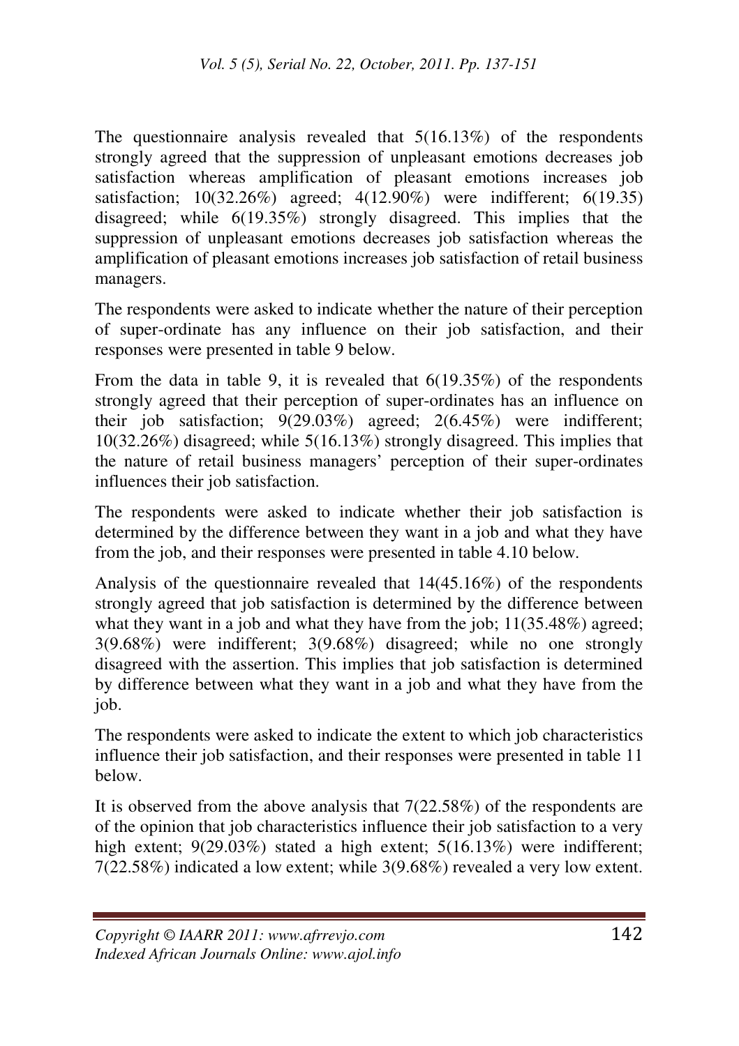The questionnaire analysis revealed that 5(16.13%) of the respondents strongly agreed that the suppression of unpleasant emotions decreases job satisfaction whereas amplification of pleasant emotions increases job satisfaction; 10(32.26%) agreed; 4(12.90%) were indifferent; 6(19.35) disagreed; while 6(19.35%) strongly disagreed. This implies that the suppression of unpleasant emotions decreases job satisfaction whereas the amplification of pleasant emotions increases job satisfaction of retail business managers.

The respondents were asked to indicate whether the nature of their perception of super-ordinate has any influence on their job satisfaction, and their responses were presented in table 9 below.

From the data in table 9, it is revealed that 6(19.35%) of the respondents strongly agreed that their perception of super-ordinates has an influence on their job satisfaction; 9(29.03%) agreed; 2(6.45%) were indifferent; 10(32.26%) disagreed; while 5(16.13%) strongly disagreed. This implies that the nature of retail business managers' perception of their super-ordinates influences their job satisfaction.

The respondents were asked to indicate whether their job satisfaction is determined by the difference between they want in a job and what they have from the job, and their responses were presented in table 4.10 below.

Analysis of the questionnaire revealed that 14(45.16%) of the respondents strongly agreed that job satisfaction is determined by the difference between what they want in a job and what they have from the job; 11(35.48%) agreed; 3(9.68%) were indifferent; 3(9.68%) disagreed; while no one strongly disagreed with the assertion. This implies that job satisfaction is determined by difference between what they want in a job and what they have from the job.

The respondents were asked to indicate the extent to which job characteristics influence their job satisfaction, and their responses were presented in table 11 below.

It is observed from the above analysis that 7(22.58%) of the respondents are of the opinion that job characteristics influence their job satisfaction to a very high extent; 9(29.03%) stated a high extent; 5(16.13%) were indifferent; 7(22.58%) indicated a low extent; while 3(9.68%) revealed a very low extent.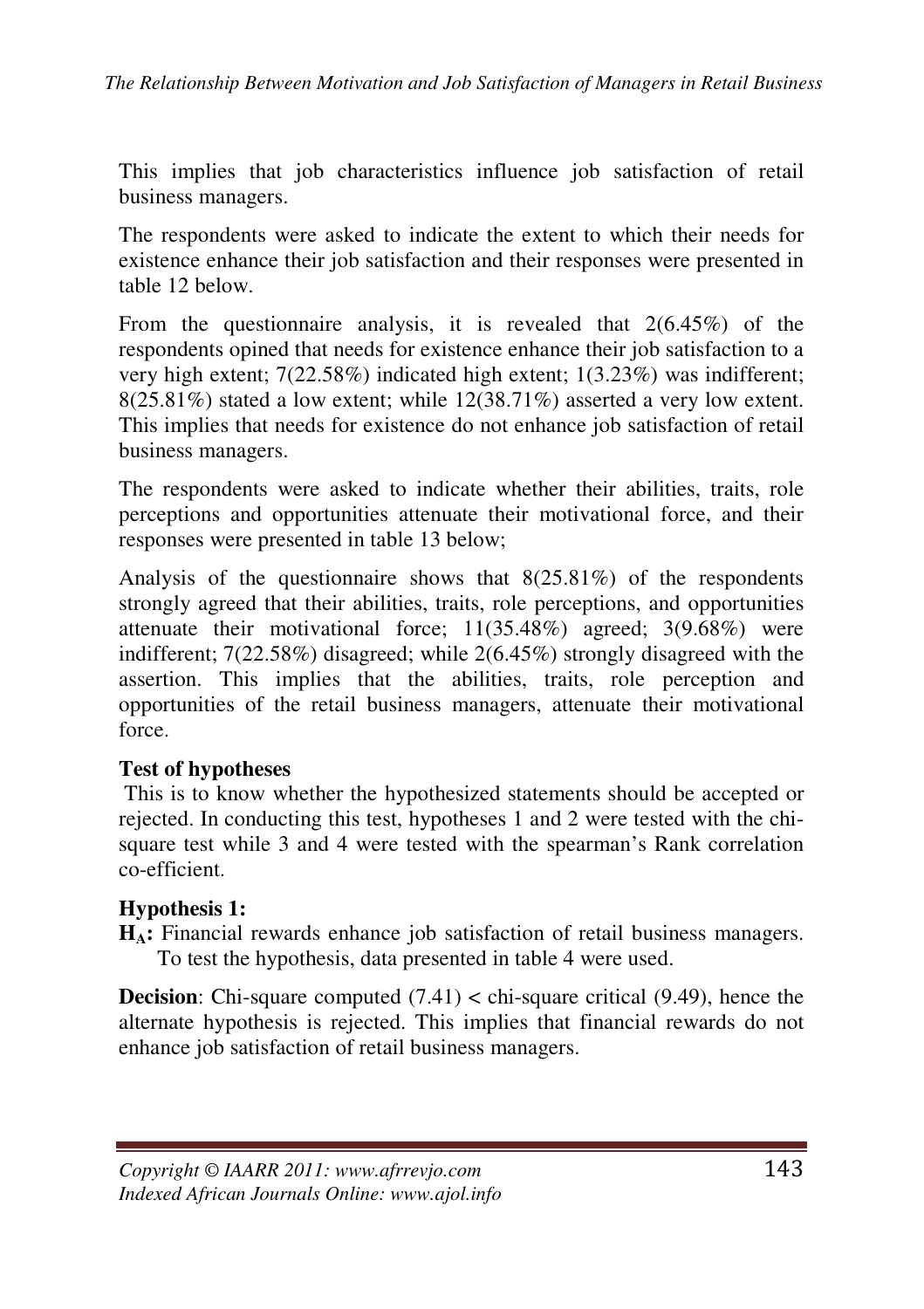This implies that job characteristics influence job satisfaction of retail business managers.

The respondents were asked to indicate the extent to which their needs for existence enhance their job satisfaction and their responses were presented in table 12 below.

From the questionnaire analysis, it is revealed that 2(6.45%) of the respondents opined that needs for existence enhance their job satisfaction to a very high extent; 7(22.58%) indicated high extent; 1(3.23%) was indifferent; 8(25.81%) stated a low extent; while 12(38.71%) asserted a very low extent. This implies that needs for existence do not enhance job satisfaction of retail business managers.

The respondents were asked to indicate whether their abilities, traits, role perceptions and opportunities attenuate their motivational force, and their responses were presented in table 13 below;

Analysis of the questionnaire shows that 8(25.81%) of the respondents strongly agreed that their abilities, traits, role perceptions, and opportunities attenuate their motivational force; 11(35.48%) agreed; 3(9.68%) were indifferent; 7(22.58%) disagreed; while 2(6.45%) strongly disagreed with the assertion. This implies that the abilities, traits, role perception and opportunities of the retail business managers, attenuate their motivational force.

**Test of hypotheses**

This is to know whether the hypothesized statements should be accepted or rejected. In conducting this test, hypotheses 1 and 2 were tested with the chi-square test while 3 and 4 were tested with the spearman's Rank correlation co-efficient.

**Hypothesis 1:**

**$H_A$:** Financial rewards enhance job satisfaction of retail business managers. To test the hypothesis, data presented in table 4 were used.

**Decision**: Chi-square computed (7.41) < chi-square critical (9.49), hence the alternate hypothesis is rejected. This implies that financial rewards do not enhance job satisfaction of retail business managers.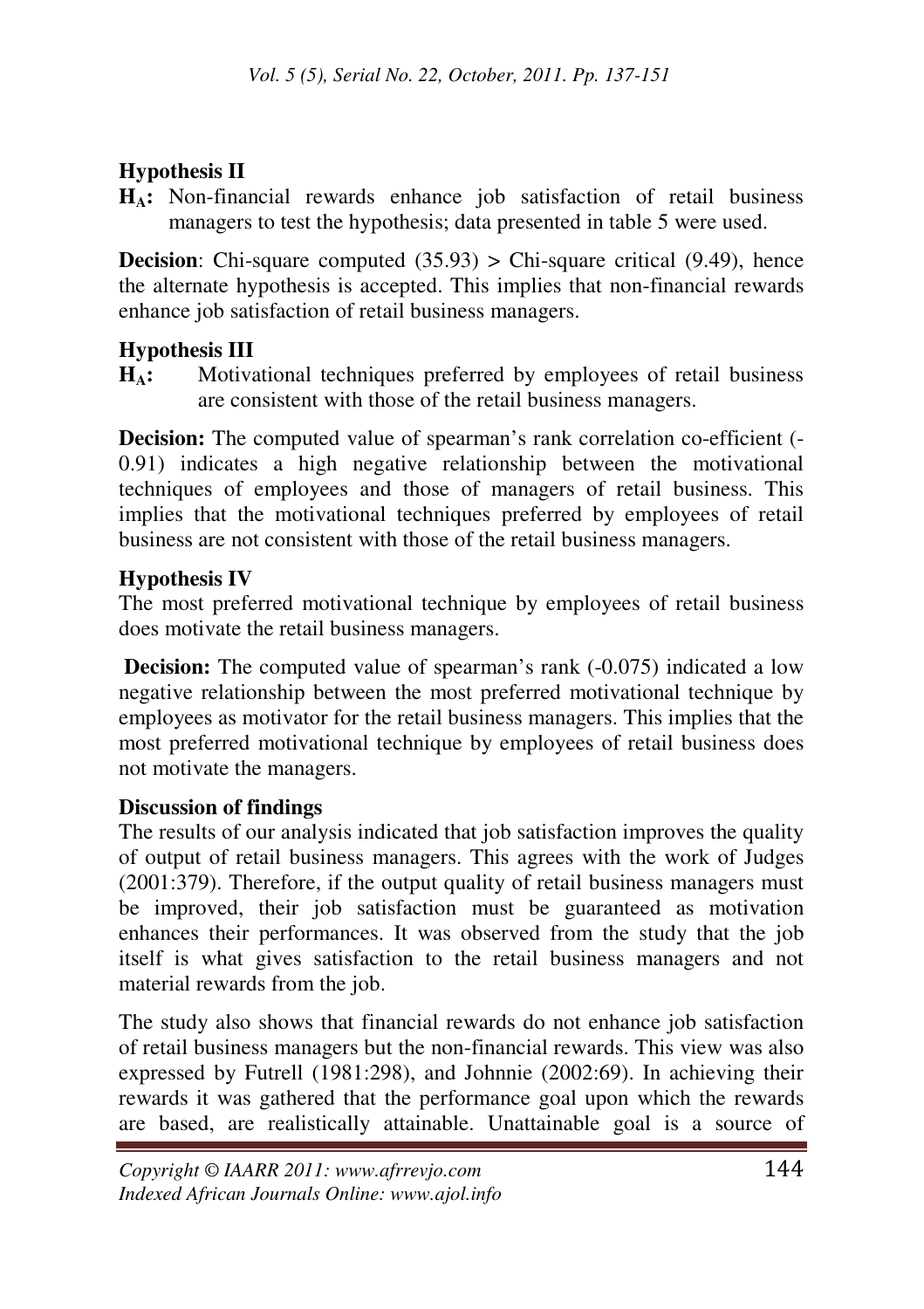**Hypothesis II**

**$H_A$:** Non-financial rewards enhance job satisfaction of retail business managers to test the hypothesis; data presented in table 5 were used.

**Decision**: Chi-square computed (35.93) > Chi-square critical (9.49), hence the alternate hypothesis is accepted. This implies that non-financial rewards enhance job satisfaction of retail business managers.

**Hypothesis III**

**$H_A$:** Motivational techniques preferred by employees of retail business are consistent with those of the retail business managers.

**Decision:** The computed value of spearman's rank correlation co-efficient (-0.91) indicates a high negative relationship between the motivational techniques of employees and those of managers of retail business. This implies that the motivational techniques preferred by employees of retail business are not consistent with those of the retail business managers.

**Hypothesis IV**

The most preferred motivational technique by employees of retail business does motivate the retail business managers.

**Decision:** The computed value of spearman's rank (-0.075) indicated a low negative relationship between the most preferred motivational technique by employees as motivator for the retail business managers. This implies that the most preferred motivational technique by employees of retail business does not motivate the managers.

**Discussion of findings**

The results of our analysis indicated that job satisfaction improves the quality of output of retail business managers. This agrees with the work of Judges (2001:379). Therefore, if the output quality of retail business managers must be improved, their job satisfaction must be guaranteed as motivation enhances their performances. It was observed from the study that the job itself is what gives satisfaction to the retail business managers and not material rewards from the job.

The study also shows that financial rewards do not enhance job satisfaction of retail business managers but the non-financial rewards. This view was also expressed by Futrell (1981:298), and Johnnie (2002:69). In achieving their rewards it was gathered that the performance goal upon which the rewards are based, are realistically attainable. Unattainable goal is a source of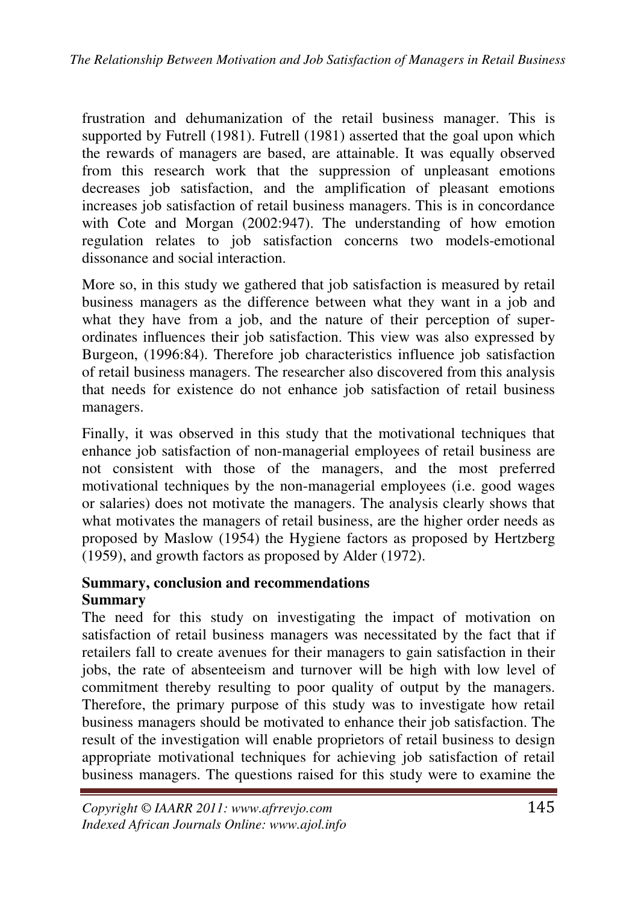frustration and dehumanization of the retail business manager. This is supported by Futrell (1981). Futrell (1981) asserted that the goal upon which the rewards of managers are based, are attainable. It was equally observed from this research work that the suppression of unpleasant emotions decreases job satisfaction, and the amplification of pleasant emotions increases job satisfaction of retail business managers. This is in concordance with Cote and Morgan (2002:947). The understanding of how emotion regulation relates to job satisfaction concerns two models-emotional dissonance and social interaction.

More so, in this study we gathered that job satisfaction is measured by retail business managers as the difference between what they want in a job and what they have from a job, and the nature of their perception of super-ordinates influences their job satisfaction. This view was also expressed by Burgeon, (1996:84). Therefore job characteristics influence job satisfaction of retail business managers. The researcher also discovered from this analysis that needs for existence do not enhance job satisfaction of retail business managers.

Finally, it was observed in this study that the motivational techniques that enhance job satisfaction of non-managerial employees of retail business are not consistent with those of the managers, and the most preferred motivational techniques by the non-managerial employees (i.e. good wages or salaries) does not motivate the managers. The analysis clearly shows that what motivates the managers of retail business, are the higher order needs as proposed by Maslow (1954) the Hygiene factors as proposed by Hertzberg (1959), and growth factors as proposed by Alder (1972).

## Summary, conclusion and recommendations

### Summary

The need for this study on investigating the impact of motivation on satisfaction of retail business managers was necessitated by the fact that if retailers fall to create avenues for their managers to gain satisfaction in their jobs, the rate of absenteeism and turnover will be high with low level of commitment thereby resulting to poor quality of output by the managers. Therefore, the primary purpose of this study was to investigate how retail business managers should be motivated to enhance their job satisfaction. The result of the investigation will enable proprietors of retail business to design appropriate motivational techniques for achieving job satisfaction of retail business managers. The questions raised for this study were to examine the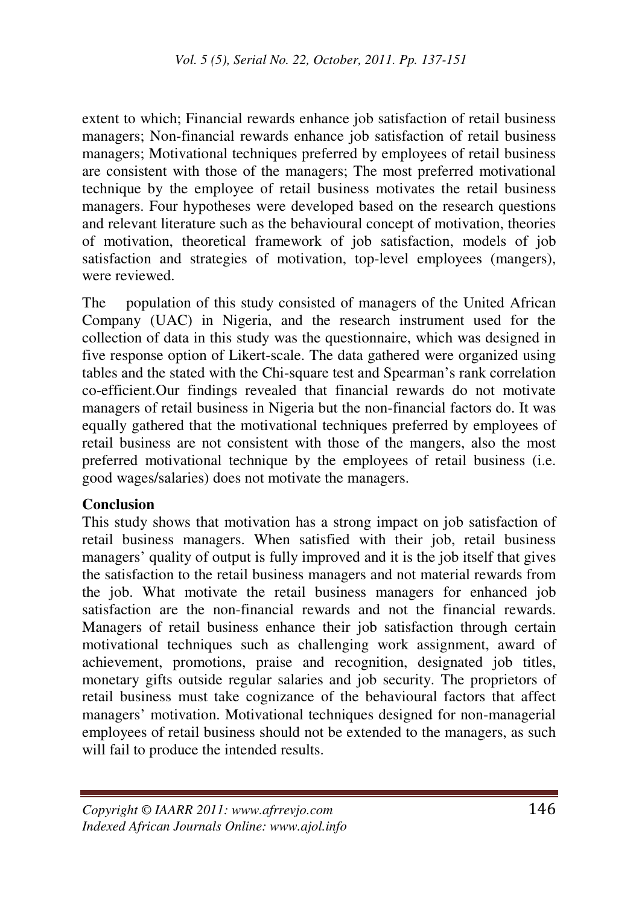extent to which; Financial rewards enhance job satisfaction of retail business managers; Non-financial rewards enhance job satisfaction of retail business managers; Motivational techniques preferred by employees of retail business are consistent with those of the managers; The most preferred motivational technique by the employee of retail business motivates the retail business managers. Four hypotheses were developed based on the research questions and relevant literature such as the behavioural concept of motivation, theories of motivation, theoretical framework of job satisfaction, models of job satisfaction and strategies of motivation, top-level employees (mangers), were reviewed.

The population of this study consisted of managers of the United African Company (UAC) in Nigeria, and the research instrument used for the collection of data in this study was the questionnaire, which was designed in five response option of Likert-scale. The data gathered were organized using tables and the stated with the Chi-square test and Spearman's rank correlation co-efficient.Our findings revealed that financial rewards do not motivate managers of retail business in Nigeria but the non-financial factors do. It was equally gathered that the motivational techniques preferred by employees of retail business are not consistent with those of the mangers, also the most preferred motivational technique by the employees of retail business (i.e. good wages/salaries) does not motivate the managers.

**Conclusion**

This study shows that motivation has a strong impact on job satisfaction of retail business managers. When satisfied with their job, retail business managers' quality of output is fully improved and it is the job itself that gives the satisfaction to the retail business managers and not material rewards from the job. What motivate the retail business managers for enhanced job satisfaction are the non-financial rewards and not the financial rewards. Managers of retail business enhance their job satisfaction through certain motivational techniques such as challenging work assignment, award of achievement, promotions, praise and recognition, designated job titles, monetary gifts outside regular salaries and job security. The proprietors of retail business must take cognizance of the behavioural factors that affect managers' motivation. Motivational techniques designed for non-managerial employees of retail business should not be extended to the managers, as such will fail to produce the intended results.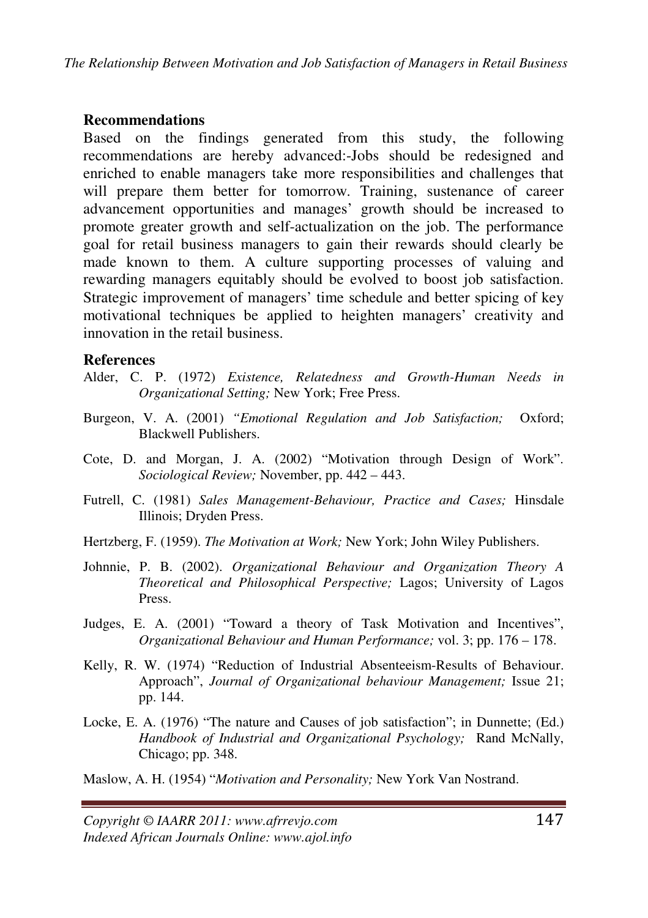## Recommendations

Based on the findings generated from this study, the following recommendations are hereby advanced:-Jobs should be redesigned and enriched to enable managers take more responsibilities and challenges that will prepare them better for tomorrow. Training, sustenance of career advancement opportunities and manages' growth should be increased to promote greater growth and self-actualization on the job. The performance goal for retail business managers to gain their rewards should clearly be made known to them. A culture supporting processes of valuing and rewarding managers equitably should be evolved to boost job satisfaction. Strategic improvement of managers' time schedule and better spicing of key motivational techniques be applied to heighten managers' creativity and innovation in the retail business.

## References

Alder, C. P. (1972) *Existence, Relatedness and Growth-Human Needs in Organizational Setting;* New York; Free Press.

Burgeon, V. A. (2001) *"Emotional Regulation and Job Satisfaction;* Oxford; Blackwell Publishers.

Cote, D. and Morgan, J. A. (2002) "Motivation through Design of Work". *Sociological Review;* November, pp. 442 – 443.

Futrell, C. (1981) *Sales Management-Behaviour, Practice and Cases;* Hinsdale Illinois; Dryden Press.

Hertzberg, F. (1959). *The Motivation at Work;* New York; John Wiley Publishers.

Johnnie, P. B. (2002). *Organizational Behaviour and Organization Theory A Theoretical and Philosophical Perspective;* Lagos; University of Lagos Press.

Judges, E. A. (2001) "Toward a theory of Task Motivation and Incentives", *Organizational Behaviour and Human Performance;* vol. 3; pp. 176 – 178.

Kelly, R. W. (1974) "Reduction of Industrial Absenteeism-Results of Behaviour. Approach", *Journal of Organizational behaviour Management;* Issue 21; pp. 144.

Locke, E. A. (1976) "The nature and Causes of job satisfaction"; in Dunnette; (Ed.) *Handbook of Industrial and Organizational Psychology;* Rand McNally, Chicago; pp. 348.

Maslow, A. H. (1954) "*Motivation and Personality;* New York Van Nostrand.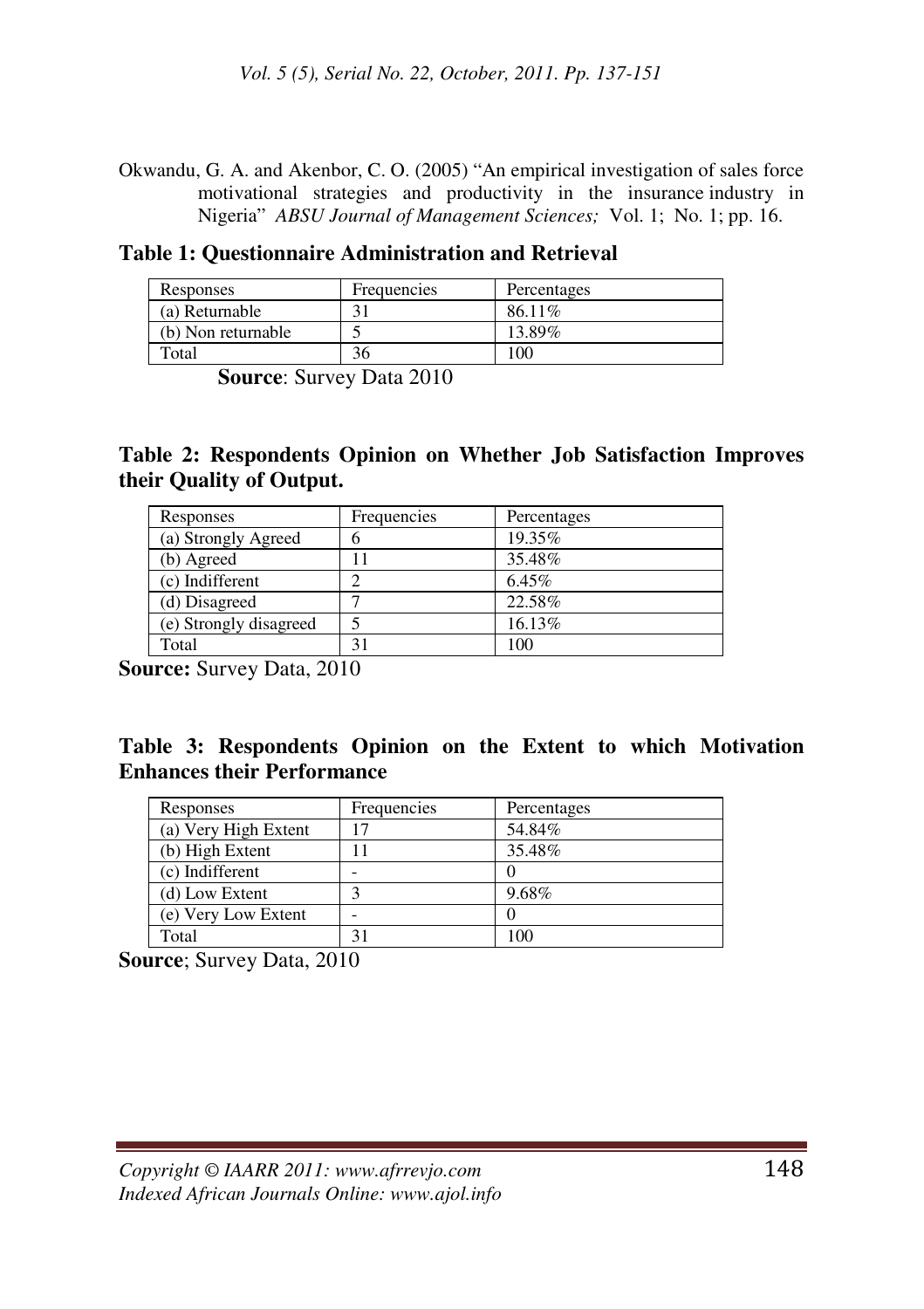Okwandu, G. A. and Akenbor, C. O. (2005) "An empirical investigation of sales force motivational strategies and productivity in the insurance industry in Nigeria" *ABSU Journal of Management Sciences;* Vol. 1; No. 1; pp. 16.

**Table 1: Questionnaire Administration and Retrieval**

| Responses | Frequencies | Percentages |
|---|---|---|
| (a) Returnable | 31 | 86.11% |
| (b) Non returnable | 5 | 13.89% |
| Total | 36 | 100 |

**Source**: Survey Data 2010

**Table 2: Respondents Opinion on Whether Job Satisfaction Improves their Quality of Output.**

| Responses | Frequencies | Percentages |
|---|---|---|
| (a) Strongly Agreed | 6 | 19.35% |
| (b) Agreed | 11 | 35.48% |
| (c) Indifferent | 2 | 6.45% |
| (d) Disagreed | 7 | 22.58% |
| (e) Strongly disagreed | 5 | 16.13% |
| Total | 31 | 100 |

**Source:** Survey Data, 2010

**Table 3: Respondents Opinion on the Extent to which Motivation Enhances their Performance**

| Responses | Frequencies | Percentages |
|---|---|---|
| (a) Very High Extent | 17 | 54.84% |
| (b) High Extent | 11 | 35.48% |
| (c) Indifferent | - | 0 |
| (d) Low Extent | 3 | 9.68% |
| (e) Very Low Extent | - | 0 |
| Total | 31 | 100 |

**Source**; Survey Data, 2010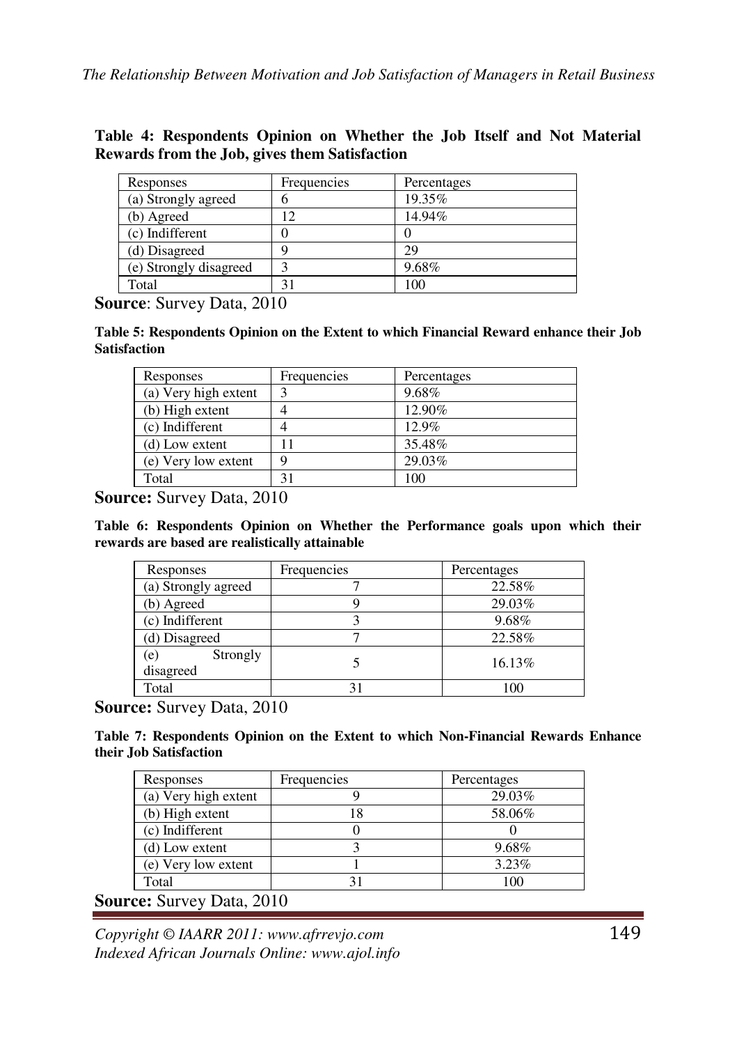**Table 4: Respondents Opinion on Whether the Job Itself and Not Material Rewards from the Job, gives them Satisfaction**

| Responses | Frequencies | Percentages |
|---|---|---|
| (a) Strongly agreed | 6 | 19.35% |
| (b) Agreed | 12 | 14.94% |
| (c) Indifferent | 0 | 0 |
| (d) Disagreed | 9 | 29 |
| (e) Strongly disagreed | 3 | 9.68% |
| Total | 31 | 100 |

**Source**: Survey Data, 2010

**Table 5: Respondents Opinion on the Extent to which Financial Reward enhance their Job Satisfaction**

| Responses | Frequencies | Percentages |
|---|---|---|
| (a) Very high extent | 3 | 9.68% |
| (b) High extent | 4 | 12.90% |
| (c) Indifferent | 4 | 12.9% |
| (d) Low extent | 11 | 35.48% |
| (e) Very low extent | 9 | 29.03% |
| Total | 31 | 100 |

**Source:** Survey Data, 2010

**Table 6: Respondents Opinion on Whether the Performance goals upon which their rewards are based are realistically attainable**

| Responses | Frequencies | Percentages |
|---|---|---|
| (a) Strongly agreed | 7 | 22.58% |
| (b) Agreed | 9 | 29.03% |
| (c) Indifferent | 3 | 9.68% |
| (d) Disagreed | 7 | 22.58% |
| (e) Strongly disagreed | 5 | 16.13% |
| Total | 31 | 100 |

**Source:** Survey Data, 2010

**Table 7: Respondents Opinion on the Extent to which Non-Financial Rewards Enhance their Job Satisfaction**

| Responses | Frequencies | Percentages |
|---|---|---|
| (a) Very high extent | 9 | 29.03% |
| (b) High extent | 18 | 58.06% |
| (c) Indifferent | 0 | 0 |
| (d) Low extent | 3 | 9.68% |
| (e) Very low extent | 1 | 3.23% |
| Total | 31 | 100 |

**Source:** Survey Data, 2010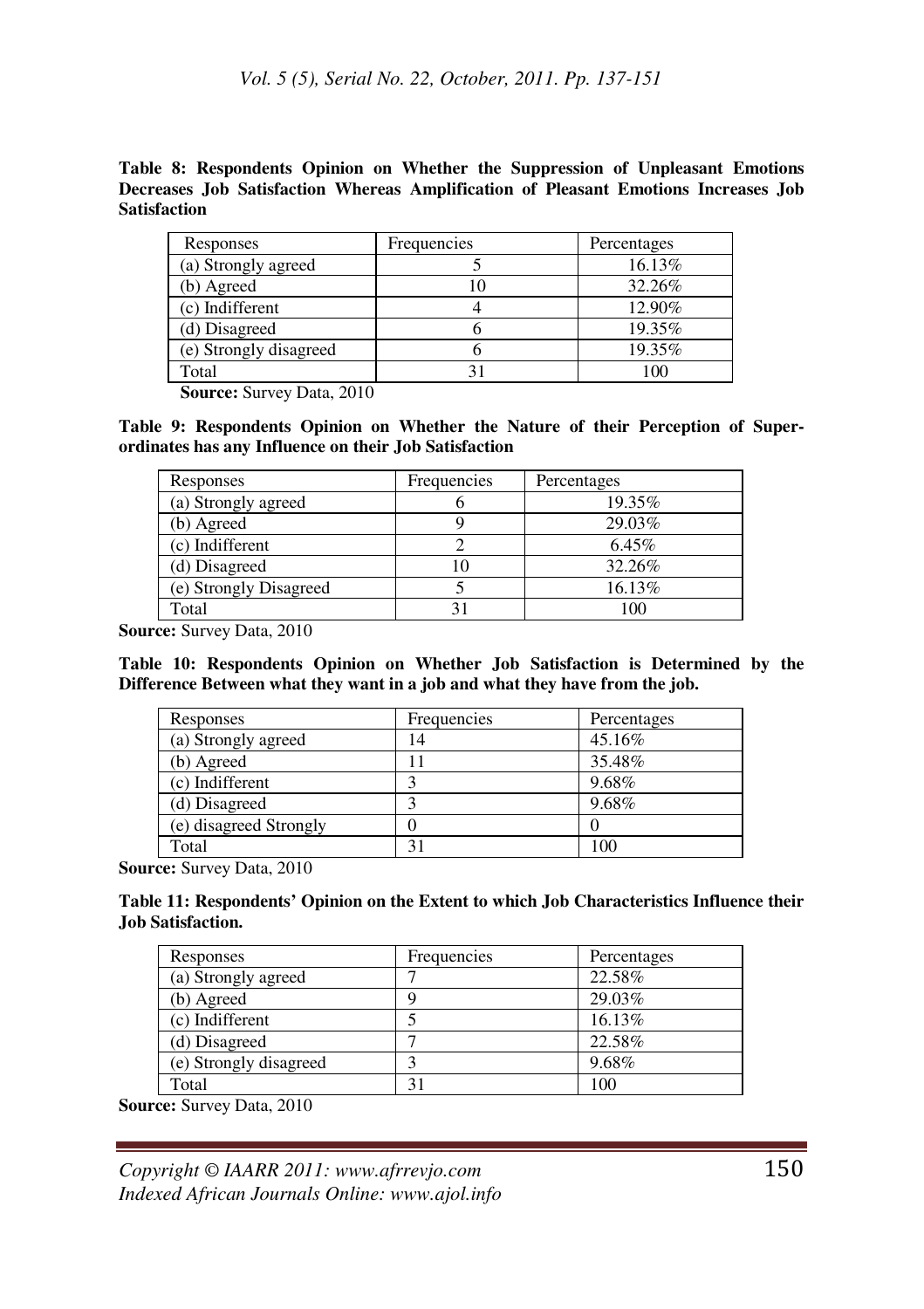**Table 8: Respondents Opinion on Whether the Suppression of Unpleasant Emotions Decreases Job Satisfaction Whereas Amplification of Pleasant Emotions Increases Job Satisfaction**

| Responses | Frequencies | Percentages |
|---|---|---|
| (a) Strongly agreed | 5 | 16.13% |
| (b) Agreed | 10 | 32.26% |
| (c) Indifferent | 4 | 12.90% |
| (d) Disagreed | 6 | 19.35% |
| (e) Strongly disagreed | 6 | 19.35% |
| Total | 31 | 100 |

**Source:** Survey Data, 2010

**Table 9: Respondents Opinion on Whether the Nature of their Perception of Super-ordinates has any Influence on their Job Satisfaction**

| Responses | Frequencies | Percentages |
|---|---|---|
| (a) Strongly agreed | 6 | 19.35% |
| (b) Agreed | 9 | 29.03% |
| (c) Indifferent | 2 | 6.45% |
| (d) Disagreed | 10 | 32.26% |
| (e) Strongly Disagreed | 5 | 16.13% |
| Total | 31 | 100 |

**Source:** Survey Data, 2010

**Table 10: Respondents Opinion on Whether Job Satisfaction is Determined by the Difference Between what they want in a job and what they have from the job.**

| Responses | Frequencies | Percentages |
|---|---|---|
| (a) Strongly agreed | 14 | 45.16% |
| (b) Agreed | 11 | 35.48% |
| (c) Indifferent | 3 | 9.68% |
| (d) Disagreed | 3 | 9.68% |
| (e) disagreed Strongly | 0 | 0 |
| Total | 31 | 100 |

**Source:** Survey Data, 2010

**Table 11: Respondents' Opinion on the Extent to which Job Characteristics Influence their Job Satisfaction.**

| Responses | Frequencies | Percentages |
|---|---|---|
| (a) Strongly agreed | 7 | 22.58% |
| (b) Agreed | 9 | 29.03% |
| (c) Indifferent | 5 | 16.13% |
| (d) Disagreed | 7 | 22.58% |
| (e) Strongly disagreed | 3 | 9.68% |
| Total | 31 | 100 |

**Source:** Survey Data, 2010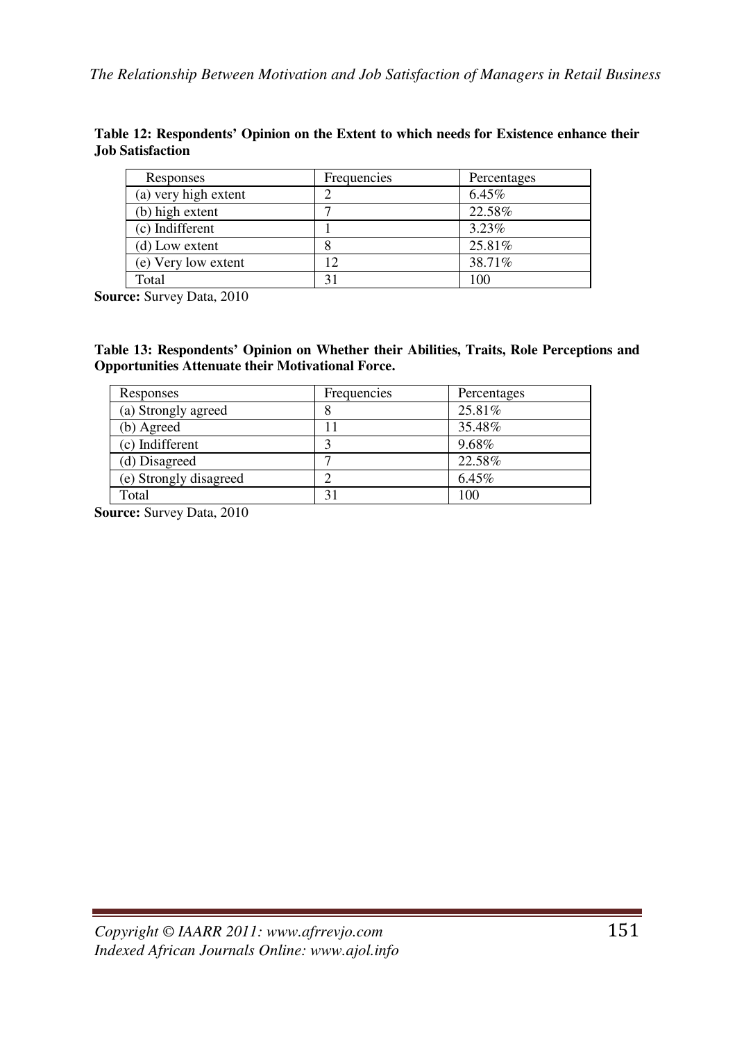**Table 12: Respondents' Opinion on the Extent to which needs for Existence enhance their Job Satisfaction**

| Responses | Frequencies | Percentages |
|---|---|---|
| (a) very high extent | 2 | 6.45% |
| (b) high extent | 7 | 22.58% |
| (c) Indifferent | 1 | 3.23% |
| (d) Low extent | 8 | 25.81% |
| (e) Very low extent | 12 | 38.71% |
| Total | 31 | 100 |

**Source:** Survey Data, 2010

**Table 13: Respondents' Opinion on Whether their Abilities, Traits, Role Perceptions and Opportunities Attenuate their Motivational Force.**

| Responses | Frequencies | Percentages |
|---|---|---|
| (a) Strongly agreed | 8 | 25.81% |
| (b) Agreed | 11 | 35.48% |
| (c) Indifferent | 3 | 9.68% |
| (d) Disagreed | 7 | 22.58% |
| (e) Strongly disagreed | 2 | 6.45% |
| Total | 31 | 100 |

**Source:** Survey Data, 2010